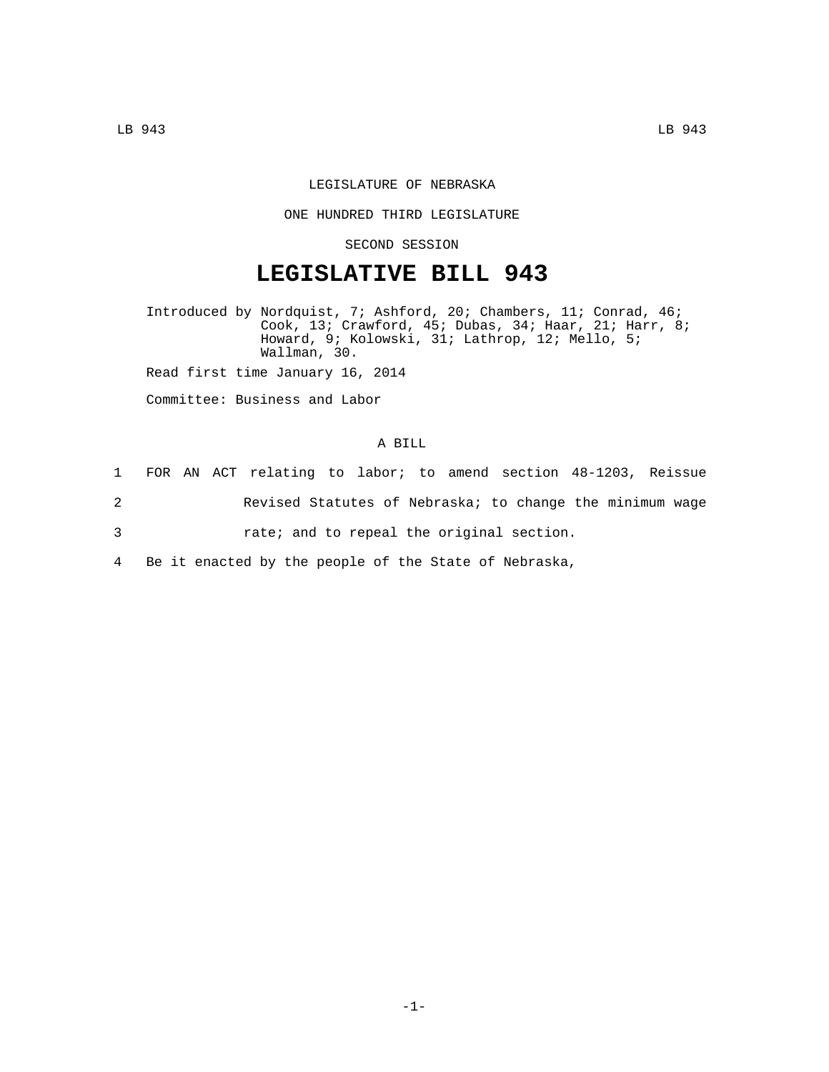LEGISLATURE OF NEBRASKA

ONE HUNDRED THIRD LEGISLATURE

SECOND SESSION

# LEGISLATIVE BILL 943

Introduced by Nordquist, 7; Ashford, 20; Chambers, 11; Conrad, 46; Cook, 13; Crawford, 45; Dubas, 34; Haar, 21; Harr, 8; Howard, 9; Kolowski, 31; Lathrop, 12; Mello, 5; Wallman, 30.

Read first time January 16, 2014

Committee: Business and Labor

A BILL

1 FOR AN ACT relating to labor; to amend section 48-1203, Reissue
2 Revised Statutes of Nebraska; to change the minimum wage
3 rate; and to repeal the original section.
4 Be it enacted by the people of the State of Nebraska,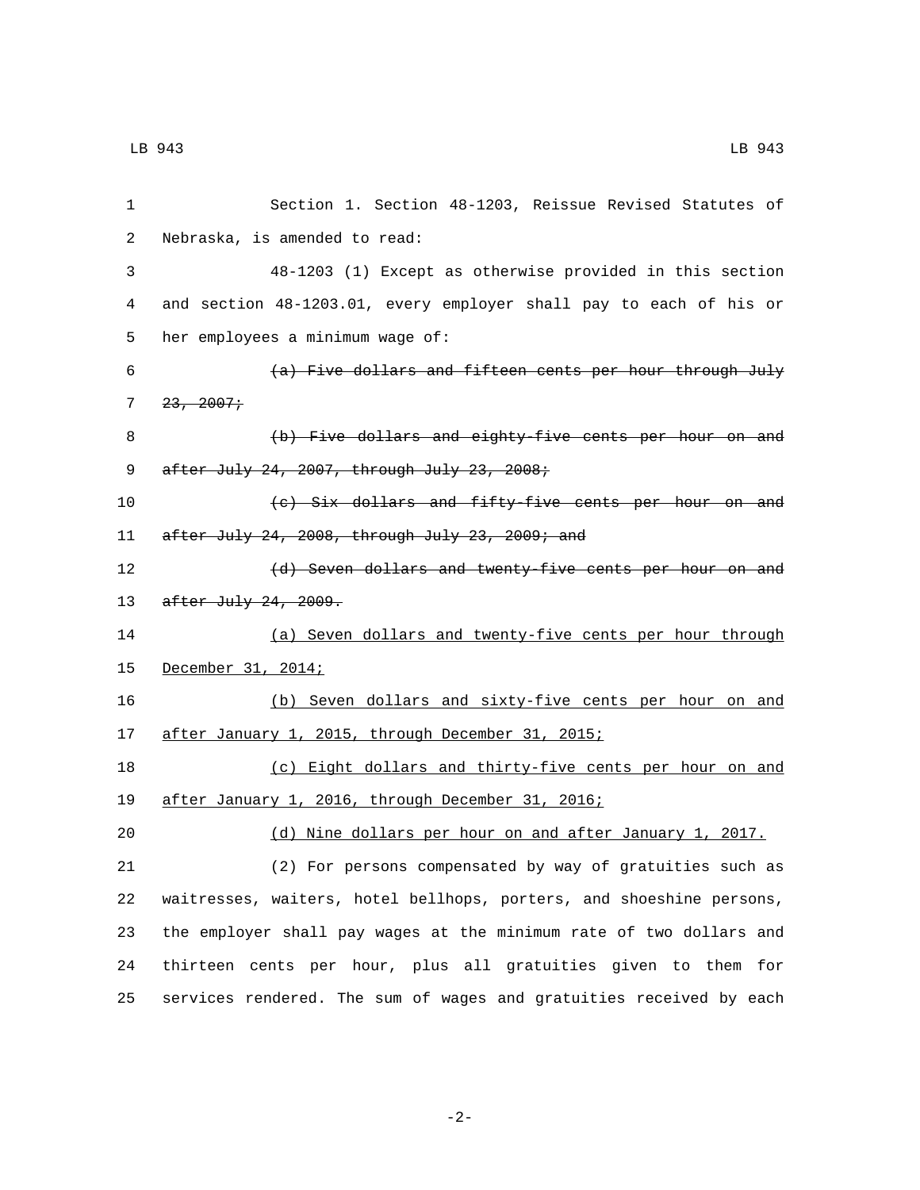Section 1. Section 48-1203, Reissue Revised Statutes of Nebraska, is amended to read:

48-1203 (1) Except as otherwise provided in this section and section 48-1203.01, every employer shall pay to each of his or her employees a minimum wage of:

~~(a) Five dollars and fifteen cents per hour through July 23, 2007;~~

~~(b) Five dollars and eighty-five cents per hour on and after July 24, 2007, through July 23, 2008;~~

~~(c) Six dollars and fifty-five cents per hour on and after July 24, 2008, through July 23, 2009; and~~

~~(d) Seven dollars and twenty-five cents per hour on and after July 24, 2009.~~

<u>(a) Seven dollars and twenty-five cents per hour through December 31, 2014;</u>

<u>(b) Seven dollars and sixty-five cents per hour on and after January 1, 2015, through December 31, 2015;</u>

<u>(c) Eight dollars and thirty-five cents per hour on and after January 1, 2016, through December 31, 2016;</u>

<u>(d) Nine dollars per hour on and after January 1, 2017.</u>

(2) For persons compensated by way of gratuities such as waitresses, waiters, hotel bellhops, porters, and shoeshine persons, the employer shall pay wages at the minimum rate of two dollars and thirteen cents per hour, plus all gratuities given to them for services rendered. The sum of wages and gratuities received by each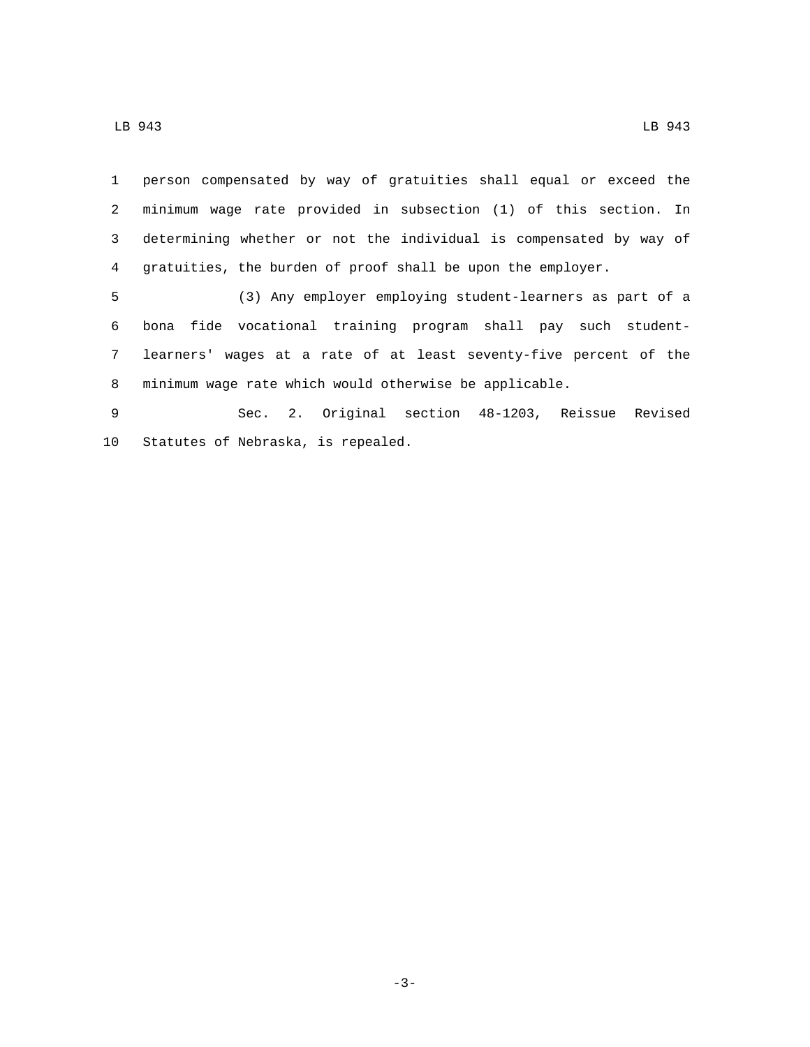person compensated by way of gratuities shall equal or exceed the minimum wage rate provided in subsection (1) of this section. In determining whether or not the individual is compensated by way of gratuities, the burden of proof shall be upon the employer.

(3) Any employer employing student-learners as part of a bona fide vocational training program shall pay such student-learners' wages at a rate of at least seventy-five percent of the minimum wage rate which would otherwise be applicable.

Sec. 2. Original section 48-1203, Reissue Revised Statutes of Nebraska, is repealed.